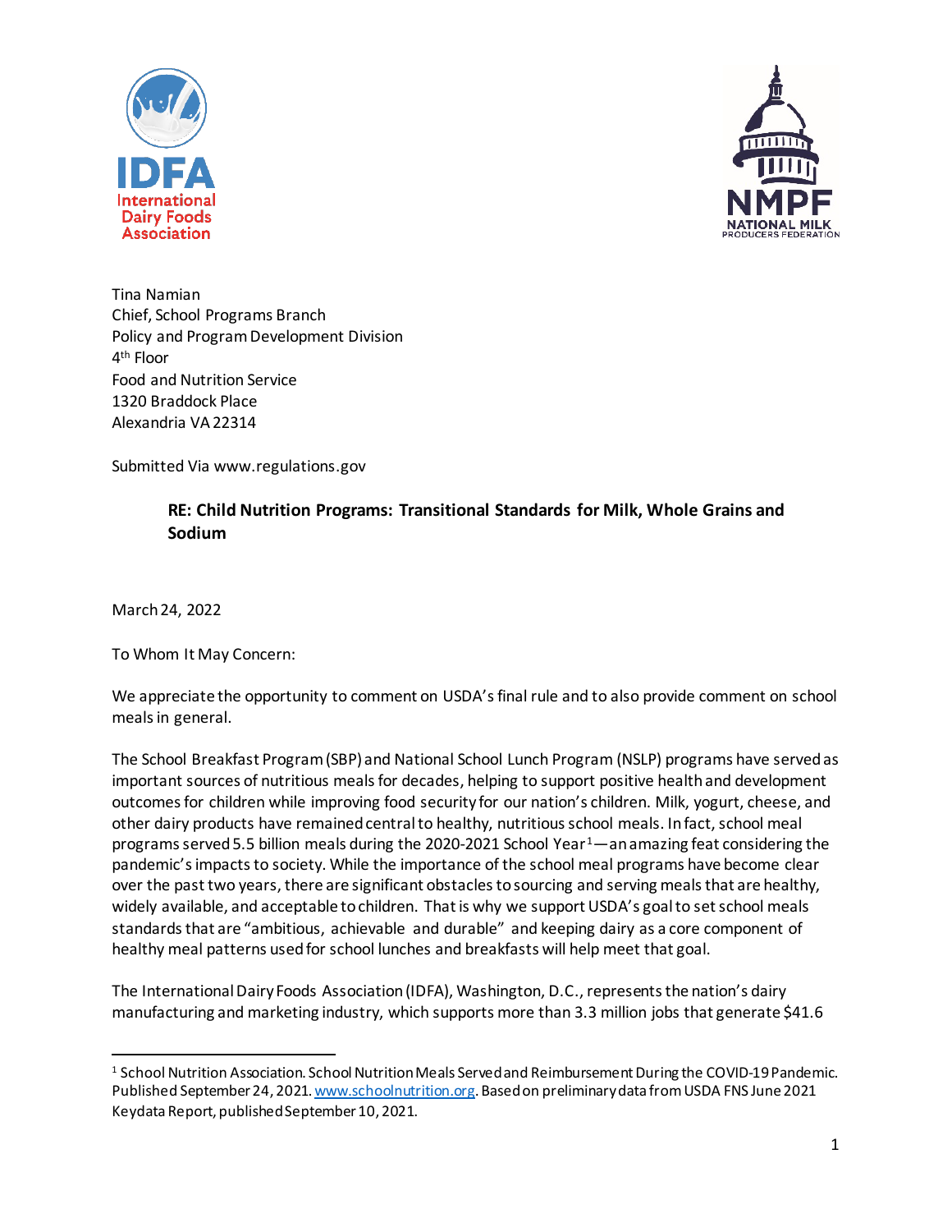Tina Namian
Chief, School Programs Branch
Policy and Program Development Division
4th Floor
Food and Nutrition Service
1320 Braddock Place
Alexandria VA 22314

Submitted Via www.regulations.gov

**RE: Child Nutrition Programs: Transitional Standards for Milk, Whole Grains and Sodium**

March 24, 2022

To Whom It May Concern:

We appreciate the opportunity to comment on USDA's final rule and to also provide comment on school meals in general.

The School Breakfast Program (SBP) and National School Lunch Program (NSLP) programs have served as important sources of nutritious meals for decades, helping to support positive health and development outcomes for children while improving food security for our nation's children. Milk, yogurt, cheese, and other dairy products have remained central to healthy, nutritious school meals. In fact, school meal programs served 5.5 billion meals during the 2020-2021 School Year[1]—an amazing feat considering the pandemic's impacts to society. While the importance of the school meal programs have become clear over the past two years, there are significant obstacles to sourcing and serving meals that are healthy, widely available, and acceptable to children. That is why we support USDA's goal to set school meals standards that are "ambitious, achievable and durable" and keeping dairy as a core component of healthy meal patterns used for school lunches and breakfasts will help meet that goal.

The International Dairy Foods Association (IDFA), Washington, D.C., represents the nation's dairy manufacturing and marketing industry, which supports more than 3.3 million jobs that generate $41.6

---

[1] School Nutrition Association. School Nutrition Meals Served and Reimbursement During the COVID-19 Pandemic. Published September 24, 2021. www.schoolnutrition.org. Based on preliminary data from USDA FNS June 2021 Keydata Report, published September 10, 2021.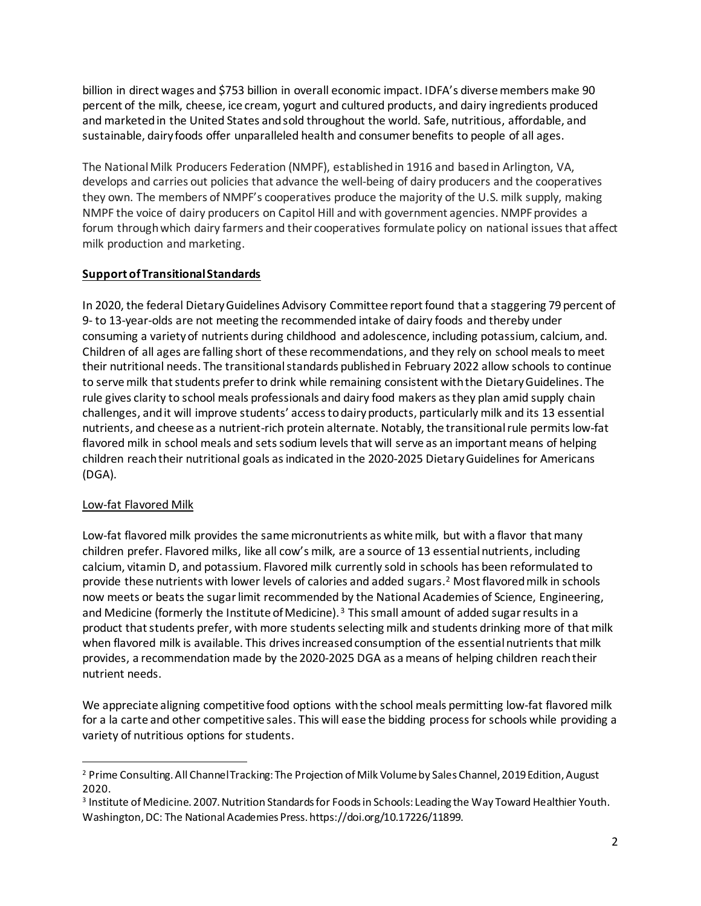billion in direct wages and $753 billion in overall economic impact. IDFA's diverse members make 90 percent of the milk, cheese, ice cream, yogurt and cultured products, and dairy ingredients produced and marketed in the United States and sold throughout the world. Safe, nutritious, affordable, and sustainable, dairy foods offer unparalleled health and consumer benefits to people of all ages.

The National Milk Producers Federation (NMPF), established in 1916 and based in Arlington, VA, develops and carries out policies that advance the well-being of dairy producers and the cooperatives they own. The members of NMPF's cooperatives produce the majority of the U.S. milk supply, making NMPF the voice of dairy producers on Capitol Hill and with government agencies. NMPF provides a forum through which dairy farmers and their cooperatives formulate policy on national issues that affect milk production and marketing.

**Support of Transitional Standards**

In 2020, the federal Dietary Guidelines Advisory Committee report found that a staggering 79 percent of 9- to 13-year-olds are not meeting the recommended intake of dairy foods and thereby under consuming a variety of nutrients during childhood and adolescence, including potassium, calcium, and. Children of all ages are falling short of these recommendations, and they rely on school meals to meet their nutritional needs. The transitional standards published in February 2022 allow schools to continue to serve milk that students prefer to drink while remaining consistent with the Dietary Guidelines. The rule gives clarity to school meals professionals and dairy food makers as they plan amid supply chain challenges, and it will improve students' access to dairy products, particularly milk and its 13 essential nutrients, and cheese as a nutrient-rich protein alternate. Notably, the transitional rule permits low-fat flavored milk in school meals and sets sodium levels that will serve as an important means of helping children reach their nutritional goals as indicated in the 2020-2025 Dietary Guidelines for Americans (DGA).

Low-fat Flavored Milk

Low-fat flavored milk provides the same micronutrients as white milk, but with a flavor that many children prefer. Flavored milks, like all cow's milk, are a source of 13 essential nutrients, including calcium, vitamin D, and potassium. Flavored milk currently sold in schools has been reformulated to provide these nutrients with lower levels of calories and added sugars.[2] Most flavored milk in schools now meets or beats the sugar limit recommended by the National Academies of Science, Engineering, and Medicine (formerly the Institute of Medicine).[3] This small amount of added sugar results in a product that students prefer, with more students selecting milk and students drinking more of that milk when flavored milk is available. This drives increased consumption of the essential nutrients that milk provides, a recommendation made by the 2020-2025 DGA as a means of helping children reach their nutrient needs.

We appreciate aligning competitive food options with the school meals permitting low-fat flavored milk for a la carte and other competitive sales. This will ease the bidding process for schools while providing a variety of nutritious options for students.

---

[2] Prime Consulting. All Channel Tracking: The Projection of Milk Volume by Sales Channel, 2019 Edition, August 2020.

[3] Institute of Medicine. 2007. Nutrition Standards for Foods in Schools: Leading the Way Toward Healthier Youth. Washington, DC: The National Academies Press. https://doi.org/10.17226/11899.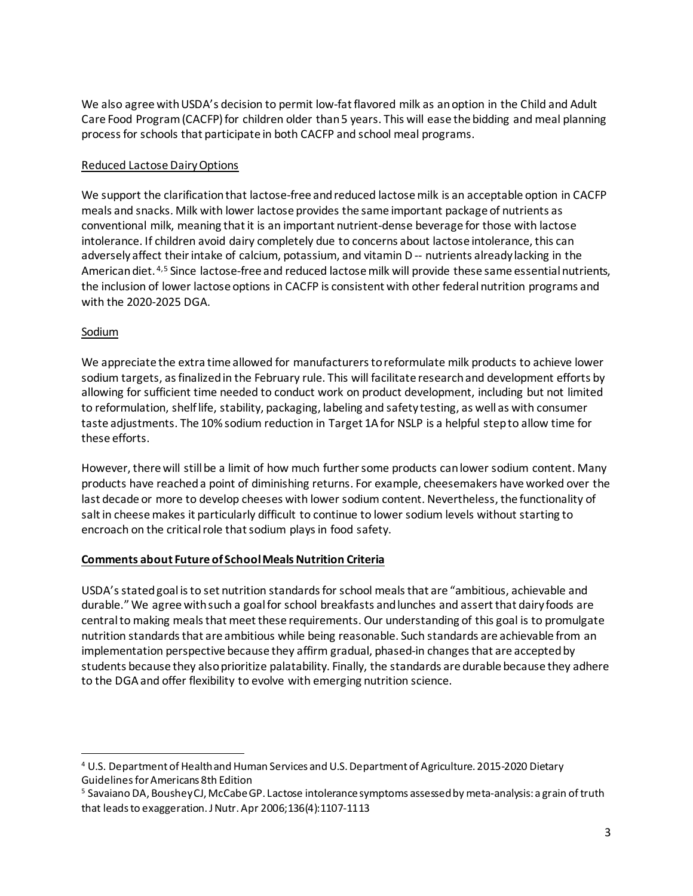We also agree with USDA's decision to permit low-fat flavored milk as an option in the Child and Adult Care Food Program (CACFP) for children older than 5 years. This will ease the bidding and meal planning process for schools that participate in both CACFP and school meal programs.

Reduced Lactose Dairy Options

We support the clarification that lactose-free and reduced lactose milk is an acceptable option in CACFP meals and snacks. Milk with lower lactose provides the same important package of nutrients as conventional milk, meaning that it is an important nutrient-dense beverage for those with lactose intolerance. If children avoid dairy completely due to concerns about lactose intolerance, this can adversely affect their intake of calcium, potassium, and vitamin D -- nutrients already lacking in the American diet.[4,5] Since lactose-free and reduced lactose milk will provide these same essential nutrients, the inclusion of lower lactose options in CACFP is consistent with other federal nutrition programs and with the 2020-2025 DGA.

Sodium

We appreciate the extra time allowed for manufacturers to reformulate milk products to achieve lower sodium targets, as finalized in the February rule. This will facilitate research and development efforts by allowing for sufficient time needed to conduct work on product development, including but not limited to reformulation, shelf life, stability, packaging, labeling and safety testing, as well as with consumer taste adjustments. The 10% sodium reduction in Target 1A for NSLP is a helpful step to allow time for these efforts.

However, there will still be a limit of how much further some products can lower sodium content. Many products have reached a point of diminishing returns. For example, cheesemakers have worked over the last decade or more to develop cheeses with lower sodium content. Nevertheless, the functionality of salt in cheese makes it particularly difficult to continue to lower sodium levels without starting to encroach on the critical role that sodium plays in food safety.

**Comments about Future of School Meals Nutrition Criteria**

USDA's stated goal is to set nutrition standards for school meals that are "ambitious, achievable and durable." We agree with such a goal for school breakfasts and lunches and assert that dairy foods are central to making meals that meet these requirements. Our understanding of this goal is to promulgate nutrition standards that are ambitious while being reasonable. Such standards are achievable from an implementation perspective because they affirm gradual, phased-in changes that are accepted by students because they also prioritize palatability. Finally, the standards are durable because they adhere to the DGA and offer flexibility to evolve with emerging nutrition science.

---

[4] U.S. Department of Health and Human Services and U.S. Department of Agriculture. 2015-2020 Dietary Guidelines for Americans 8th Edition

[5] Savaiano DA, Boushey CJ, McCabe GP. Lactose intolerance symptoms assessed by meta-analysis: a grain of truth that leads to exaggeration. J Nutr. Apr 2006;136(4):1107-1113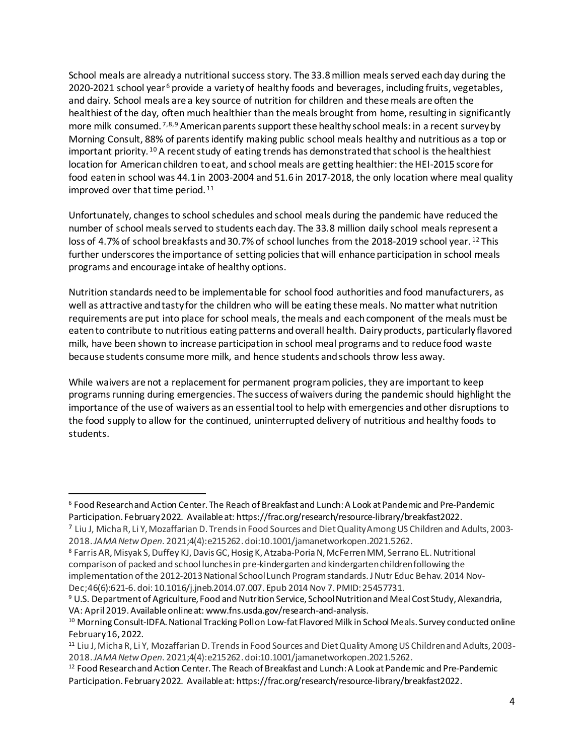School meals are already a nutritional success story. The 33.8 million meals served each day during the 2020-2021 school year[6] provide a variety of healthy foods and beverages, including fruits, vegetables, and dairy. School meals are a key source of nutrition for children and these meals are often the healthiest of the day, often much healthier than the meals brought from home, resulting in significantly more milk consumed.[7,8,9] American parents support these healthy school meals: in a recent survey by Morning Consult, 88% of parents identify making public school meals healthy and nutritious as a top or important priority.[10] A recent study of eating trends has demonstrated that school is the healthiest location for American children to eat, and school meals are getting healthier: the HEI-2015 score for food eaten in school was 44.1 in 2003-2004 and 51.6 in 2017-2018, the only location where meal quality improved over that time period.[11]

Unfortunately, changes to school schedules and school meals during the pandemic have reduced the number of school meals served to students each day. The 33.8 million daily school meals represent a loss of 4.7% of school breakfasts and 30.7% of school lunches from the 2018-2019 school year.[12] This further underscores the importance of setting policies that will enhance participation in school meals programs and encourage intake of healthy options.

Nutrition standards need to be implementable for school food authorities and food manufacturers, as well as attractive and tasty for the children who will be eating these meals. No matter what nutrition requirements are put into place for school meals, the meals and each component of the meals must be eaten to contribute to nutritious eating patterns and overall health. Dairy products, particularly flavored milk, have been shown to increase participation in school meal programs and to reduce food waste because students consume more milk, and hence students and schools throw less away.

While waivers are not a replacement for permanent program policies, they are important to keep programs running during emergencies. The success of waivers during the pandemic should highlight the importance of the use of waivers as an essential tool to help with emergencies and other disruptions to the food supply to allow for the continued, uninterrupted delivery of nutritious and healthy foods to students.

---

[6] Food Research and Action Center. The Reach of Breakfast and Lunch: A Look at Pandemic and Pre-Pandemic Participation. February 2022. Available at: https://frac.org/research/resource-library/breakfast2022.

[7] Liu J, Micha R, Li Y, Mozaffarian D. Trends in Food Sources and Diet Quality Among US Children and Adults, 2003-2018. *JAMA Netw Open.* 2021;4(4):e215262. doi:10.1001/jamanetworkopen.2021.5262.

[8] Farris AR, Misyak S, Duffey KJ, Davis GC, Hosig K, Atzaba-Poria N, McFerren MM, Serrano EL. Nutritional comparison of packed and school lunches in pre-kindergarten and kindergarten children following the implementation of the 2012-2013 National School Lunch Program standards. J Nutr Educ Behav. 2014 Nov-Dec;46(6):621-6. doi: 10.1016/j.jneb.2014.07.007. Epub 2014 Nov 7. PMID: 25457731.

[9] U.S. Department of Agriculture, Food and Nutrition Service, School Nutrition and Meal Cost Study, Alexandria, VA: April 2019. Available online at: www.fns.usda.gov/research-and-analysis.

[10] Morning Consult-IDFA. National Tracking Poll on Low-fat Flavored Milk in School Meals. Survey conducted online February 16, 2022.

[11] Liu J, Micha R, Li Y, Mozaffarian D. Trends in Food Sources and Diet Quality Among US Children and Adults, 2003-2018. *JAMA Netw Open.* 2021;4(4):e215262. doi:10.1001/jamanetworkopen.2021.5262.

[12] Food Research and Action Center. The Reach of Breakfast and Lunch: A Look at Pandemic and Pre-Pandemic Participation. February 2022. Available at: https://frac.org/research/resource-library/breakfast2022.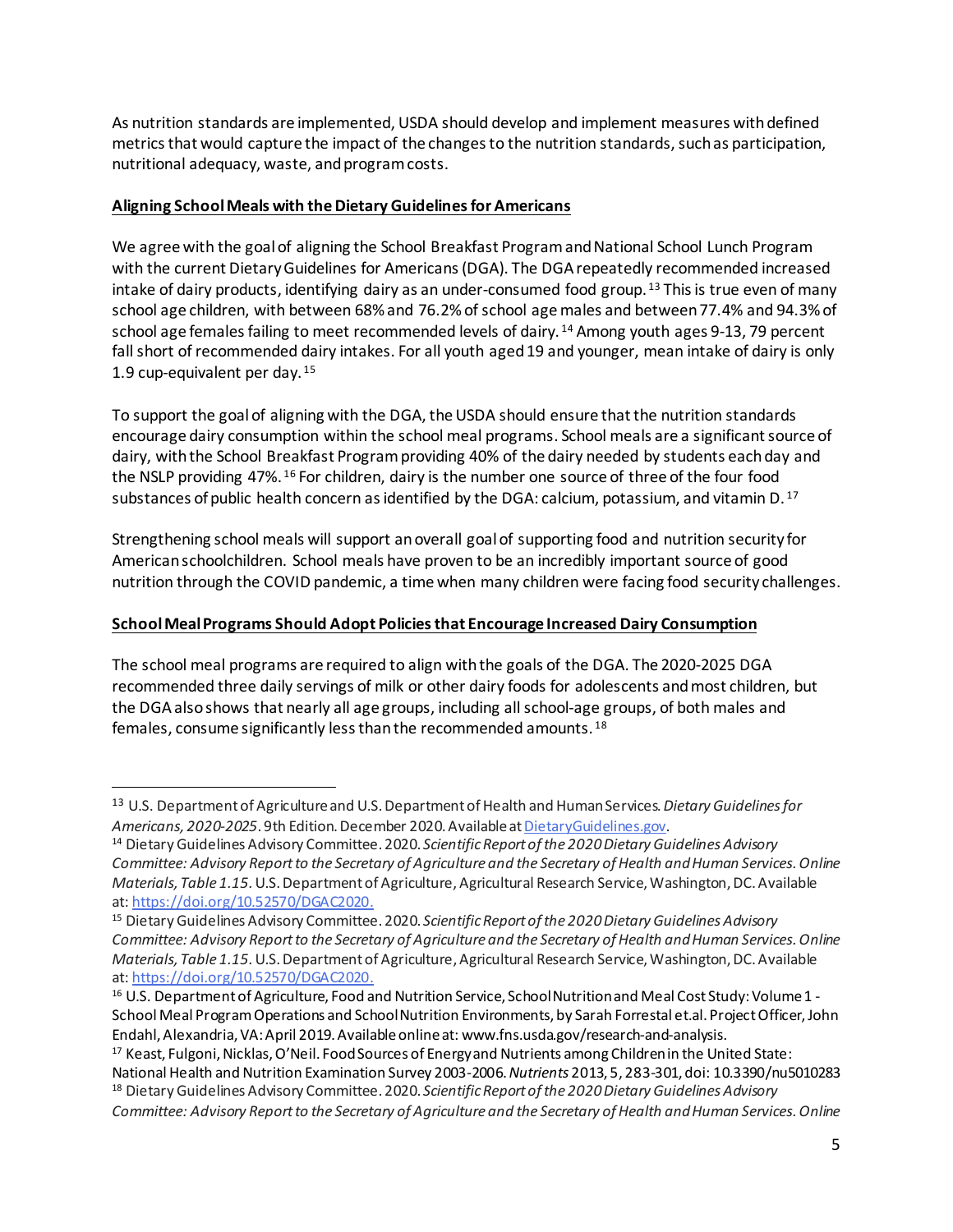As nutrition standards are implemented, USDA should develop and implement measures with defined metrics that would capture the impact of the changes to the nutrition standards, such as participation, nutritional adequacy, waste, and program costs.

**Aligning School Meals with the Dietary Guidelines for Americans**

We agree with the goal of aligning the School Breakfast Program and National School Lunch Program with the current Dietary Guidelines for Americans (DGA). The DGA repeatedly recommended increased intake of dairy products, identifying dairy as an under-consumed food group.[13] This is true even of many school age children, with between 68% and 76.2% of school age males and between 77.4% and 94.3% of school age females failing to meet recommended levels of dairy.[14] Among youth ages 9-13, 79 percent fall short of recommended dairy intakes. For all youth aged 19 and younger, mean intake of dairy is only 1.9 cup-equivalent per day.[15]

To support the goal of aligning with the DGA, the USDA should ensure that the nutrition standards encourage dairy consumption within the school meal programs. School meals are a significant source of dairy, with the School Breakfast Program providing 40% of the dairy needed by students each day and the NSLP providing 47%.[16] For children, dairy is the number one source of three of the four food substances of public health concern as identified by the DGA: calcium, potassium, and vitamin D.[17]

Strengthening school meals will support an overall goal of supporting food and nutrition security for American schoolchildren. School meals have proven to be an incredibly important source of good nutrition through the COVID pandemic, a time when many children were facing food security challenges.

**School Meal Programs Should Adopt Policies that Encourage Increased Dairy Consumption**

The school meal programs are required to align with the goals of the DGA. The 2020-2025 DGA recommended three daily servings of milk or other dairy foods for adolescents and most children, but the DGA also shows that nearly all age groups, including all school-age groups, of both males and females, consume significantly less than the recommended amounts.[18]

---

[13] U.S. Department of Agriculture and U.S. Department of Health and Human Services. *Dietary Guidelines for Americans, 2020-2025*. 9th Edition. December 2020. Available at DietaryGuidelines.gov.

[14] Dietary Guidelines Advisory Committee. 2020. *Scientific Report of the 2020 Dietary Guidelines Advisory Committee: Advisory Report to the Secretary of Agriculture and the Secretary of Health and Human Services. Online Materials, Table 1.15.* U.S. Department of Agriculture, Agricultural Research Service, Washington, DC. Available at: https://doi.org/10.52570/DGAC2020.

[15] Dietary Guidelines Advisory Committee. 2020. *Scientific Report of the 2020 Dietary Guidelines Advisory Committee: Advisory Report to the Secretary of Agriculture and the Secretary of Health and Human Services. Online Materials, Table 1.15.* U.S. Department of Agriculture, Agricultural Research Service, Washington, DC. Available at: https://doi.org/10.52570/DGAC2020.

[16] U.S. Department of Agriculture, Food and Nutrition Service, School Nutrition and Meal Cost Study: Volume 1 - School Meal Program Operations and School Nutrition Environments, by Sarah Forrestal et.al. Project Officer, John Endahl, Alexandria, VA: April 2019. Available online at: www.fns.usda.gov/research-and-analysis.

[17] Keast, Fulgoni, Nicklas, O'Neil. Food Sources of Energy and Nutrients among Children in the United State: National Health and Nutrition Examination Survey 2003-2006. *Nutrients* 2013, 5, 283-301, doi: 10.3390/nu5010283

[18] Dietary Guidelines Advisory Committee. 2020. *Scientific Report of the 2020 Dietary Guidelines Advisory Committee: Advisory Report to the Secretary of Agriculture and the Secretary of Health and Human Services. Online*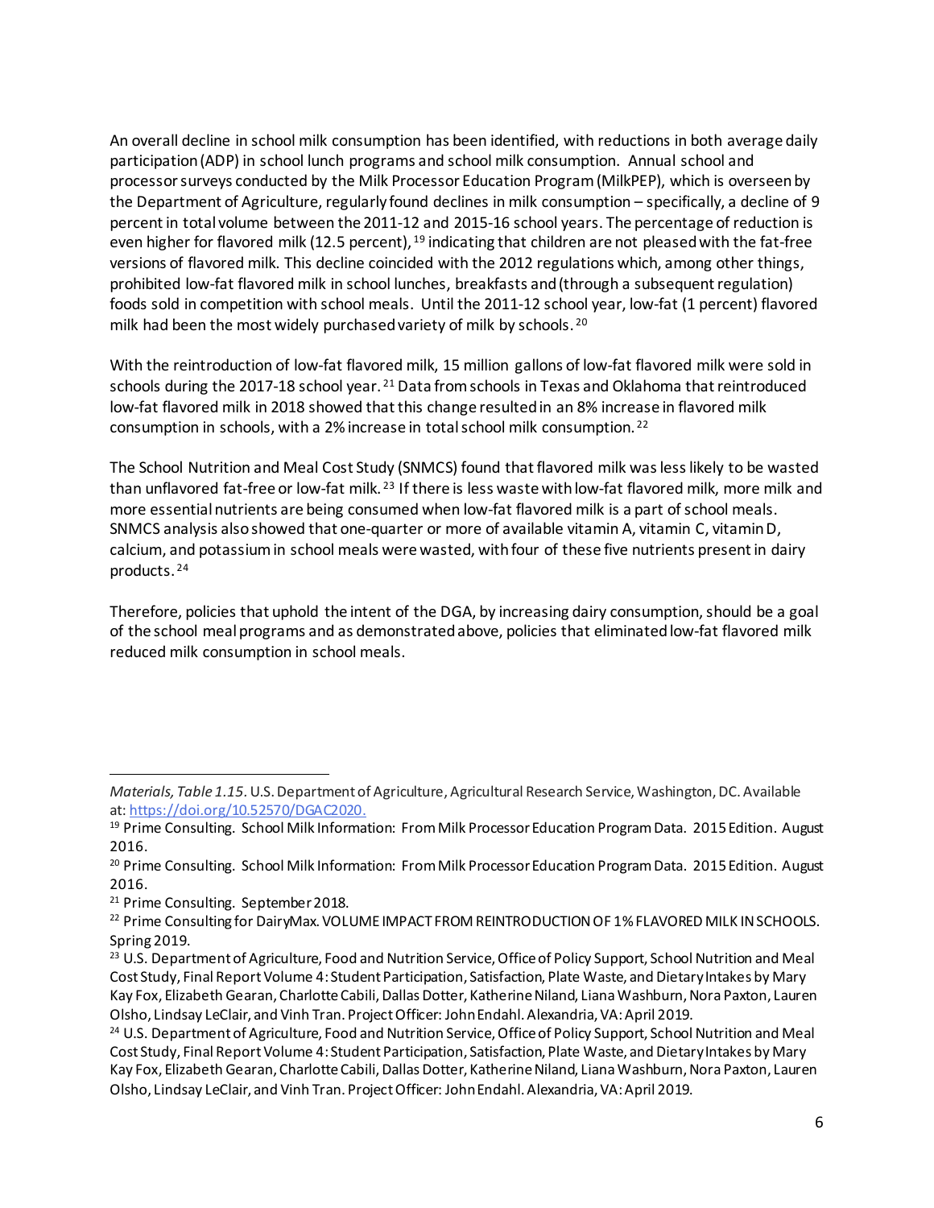An overall decline in school milk consumption has been identified, with reductions in both average daily participation (ADP) in school lunch programs and school milk consumption. Annual school and processor surveys conducted by the Milk Processor Education Program (MilkPEP), which is overseen by the Department of Agriculture, regularly found declines in milk consumption – specifically, a decline of 9 percent in total volume between the 2011-12 and 2015-16 school years. The percentage of reduction is even higher for flavored milk (12.5 percent),[19] indicating that children are not pleased with the fat-free versions of flavored milk. This decline coincided with the 2012 regulations which, among other things, prohibited low-fat flavored milk in school lunches, breakfasts and (through a subsequent regulation) foods sold in competition with school meals. Until the 2011-12 school year, low-fat (1 percent) flavored milk had been the most widely purchased variety of milk by schools.[20]

With the reintroduction of low-fat flavored milk, 15 million gallons of low-fat flavored milk were sold in schools during the 2017-18 school year.[21] Data from schools in Texas and Oklahoma that reintroduced low-fat flavored milk in 2018 showed that this change resulted in an 8% increase in flavored milk consumption in schools, with a 2% increase in total school milk consumption.[22]

The School Nutrition and Meal Cost Study (SNMCS) found that flavored milk was less likely to be wasted than unflavored fat-free or low-fat milk.[23] If there is less waste with low-fat flavored milk, more milk and more essential nutrients are being consumed when low-fat flavored milk is a part of school meals. SNMCS analysis also showed that one-quarter or more of available vitamin A, vitamin C, vitamin D, calcium, and potassium in school meals were wasted, with four of these five nutrients present in dairy products.[24]

Therefore, policies that uphold the intent of the DGA, by increasing dairy consumption, should be a goal of the school meal programs and as demonstrated above, policies that eliminated low-fat flavored milk reduced milk consumption in school meals.

---

*Materials, Table 1.15*. U.S. Department of Agriculture, Agricultural Research Service, Washington, DC. Available at: https://doi.org/10.52570/DGAC2020.

[19] Prime Consulting. School Milk Information: From Milk Processor Education Program Data. 2015 Edition. August 2016.

[20] Prime Consulting. School Milk Information: From Milk Processor Education Program Data. 2015 Edition. August 2016.

[21] Prime Consulting. September 2018.

[22] Prime Consulting for DairyMax. VOLUME IMPACT FROM REINTRODUCTION OF 1% FLAVORED MILK IN SCHOOLS. Spring 2019.

[23] U.S. Department of Agriculture, Food and Nutrition Service, Office of Policy Support, School Nutrition and Meal Cost Study, Final Report Volume 4: Student Participation, Satisfaction, Plate Waste, and Dietary Intakes by Mary Kay Fox, Elizabeth Gearan, Charlotte Cabili, Dallas Dotter, Katherine Niland, Liana Washburn, Nora Paxton, Lauren Olsho, Lindsay LeClair, and Vinh Tran. Project Officer: John Endahl. Alexandria, VA: April 2019.

[24] U.S. Department of Agriculture, Food and Nutrition Service, Office of Policy Support, School Nutrition and Meal Cost Study, Final Report Volume 4: Student Participation, Satisfaction, Plate Waste, and Dietary Intakes by Mary Kay Fox, Elizabeth Gearan, Charlotte Cabili, Dallas Dotter, Katherine Niland, Liana Washburn, Nora Paxton, Lauren Olsho, Lindsay LeClair, and Vinh Tran. Project Officer: John Endahl. Alexandria, VA: April 2019.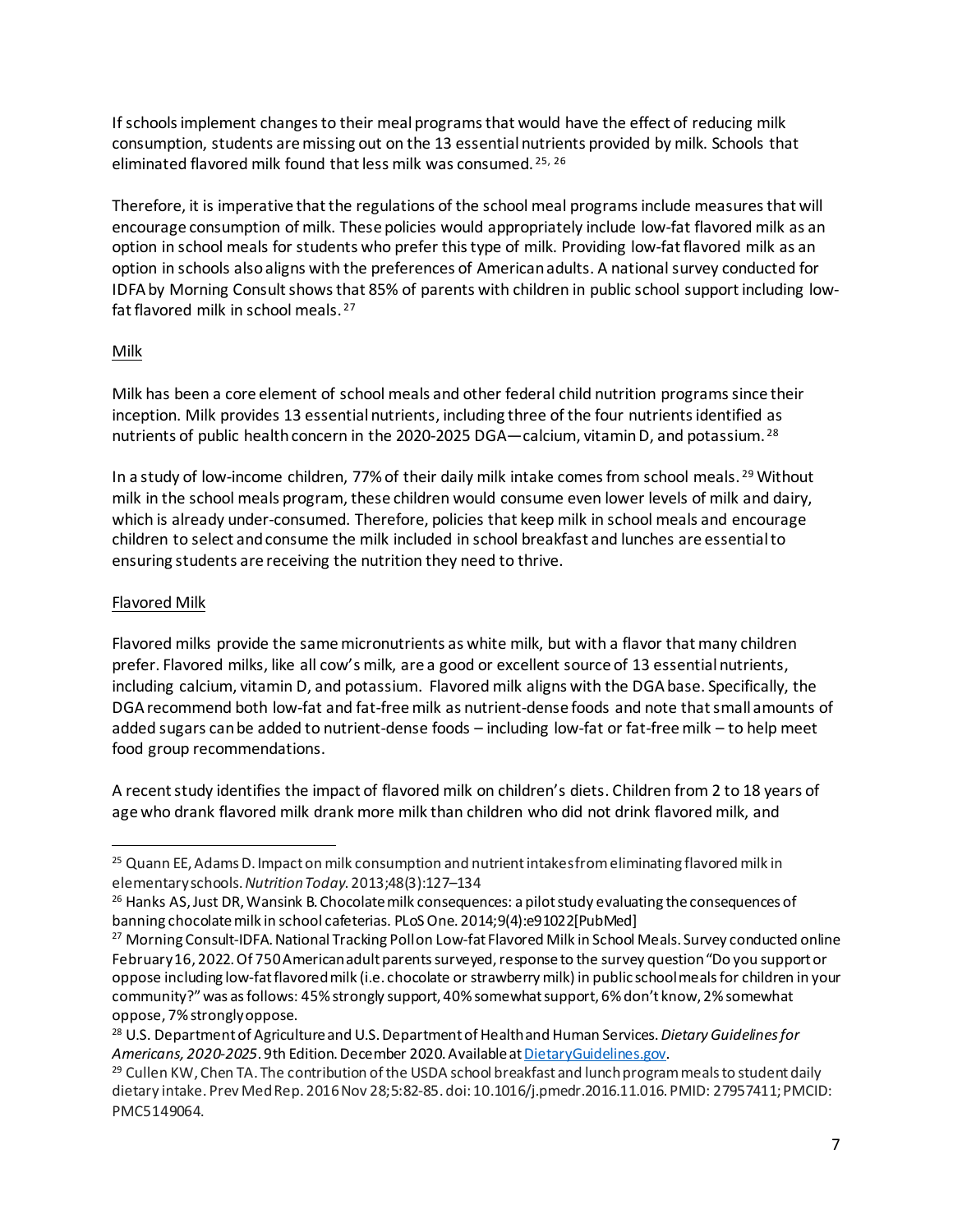If schools implement changes to their meal programs that would have the effect of reducing milk consumption, students are missing out on the 13 essential nutrients provided by milk. Schools that eliminated flavored milk found that less milk was consumed.[25, 26]

Therefore, it is imperative that the regulations of the school meal programs include measures that will encourage consumption of milk. These policies would appropriately include low-fat flavored milk as an option in school meals for students who prefer this type of milk. Providing low-fat flavored milk as an option in schools also aligns with the preferences of American adults. A national survey conducted for IDFA by Morning Consult shows that 85% of parents with children in public school support including low-fat flavored milk in school meals.[27]

Milk

Milk has been a core element of school meals and other federal child nutrition programs since their inception. Milk provides 13 essential nutrients, including three of the four nutrients identified as nutrients of public health concern in the 2020-2025 DGA—calcium, vitamin D, and potassium.[28]

In a study of low-income children, 77% of their daily milk intake comes from school meals.[29] Without milk in the school meals program, these children would consume even lower levels of milk and dairy, which is already under-consumed. Therefore, policies that keep milk in school meals and encourage children to select and consume the milk included in school breakfast and lunches are essential to ensuring students are receiving the nutrition they need to thrive.

Flavored Milk

Flavored milks provide the same micronutrients as white milk, but with a flavor that many children prefer. Flavored milks, like all cow's milk, are a good or excellent source of 13 essential nutrients, including calcium, vitamin D, and potassium. Flavored milk aligns with the DGA base. Specifically, the DGA recommend both low-fat and fat-free milk as nutrient-dense foods and note that small amounts of added sugars can be added to nutrient-dense foods – including low-fat or fat-free milk – to help meet food group recommendations.

A recent study identifies the impact of flavored milk on children's diets. Children from 2 to 18 years of age who drank flavored milk drank more milk than children who did not drink flavored milk, and

---

[25] Quann EE, Adams D. Impact on milk consumption and nutrient intakes from eliminating flavored milk in elementary schools. *Nutrition Today.* 2013;48(3):127–134

[26] Hanks AS, Just DR, Wansink B. Chocolate milk consequences: a pilot study evaluating the consequences of banning chocolate milk in school cafeterias. PLoS One. 2014;9(4):e91022[PubMed]

[27] Morning Consult-IDFA. National Tracking Poll on Low-fat Flavored Milk in School Meals. Survey conducted online February 16, 2022. Of 750 American adult parents surveyed, response to the survey question "Do you support or oppose including low-fat flavored milk (i.e. chocolate or strawberry milk) in public school meals for children in your community?" was as follows: 45% strongly support, 40% somewhat support, 6% don't know, 2% somewhat oppose, 7% strongly oppose.

[28] U.S. Department of Agriculture and U.S. Department of Health and Human Services. *Dietary Guidelines for Americans, 2020-2025*. 9th Edition. December 2020. Available at DietaryGuidelines.gov.

[29] Cullen KW, Chen TA. The contribution of the USDA school breakfast and lunch program meals to student daily dietary intake. Prev Med Rep. 2016 Nov 28;5:82-85. doi: 10.1016/j.pmedr.2016.11.016. PMID: 27957411; PMCID: PMC5149064.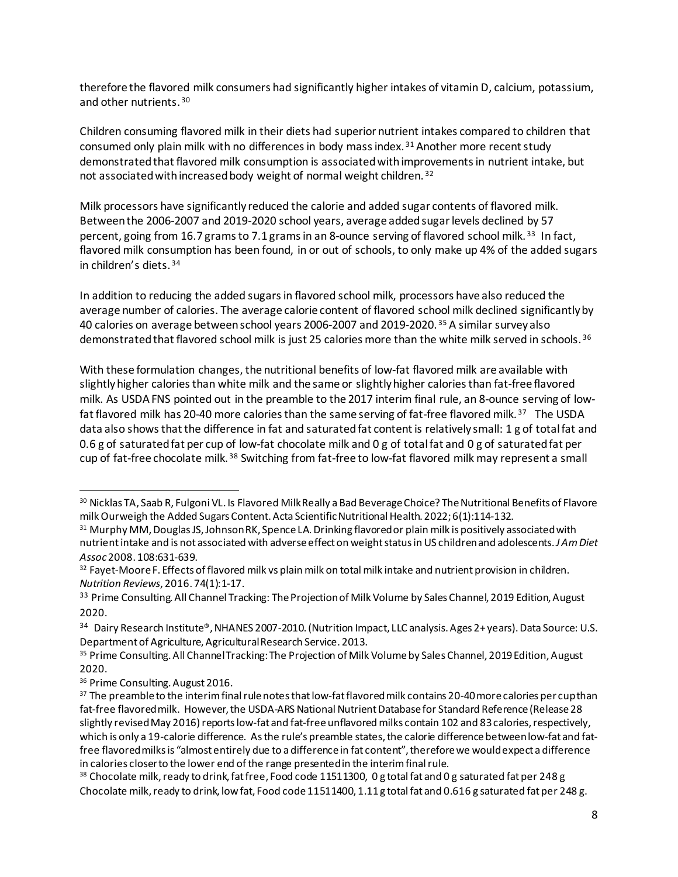therefore the flavored milk consumers had significantly higher intakes of vitamin D, calcium, potassium, and other nutrients.[30]

Children consuming flavored milk in their diets had superior nutrient intakes compared to children that consumed only plain milk with no differences in body mass index.[31] Another more recent study demonstrated that flavored milk consumption is associated with improvements in nutrient intake, but not associated with increased body weight of normal weight children.[32]

Milk processors have significantly reduced the calorie and added sugar contents of flavored milk. Between the 2006-2007 and 2019-2020 school years, average added sugar levels declined by 57 percent, going from 16.7 grams to 7.1 grams in an 8-ounce serving of flavored school milk.[33] In fact, flavored milk consumption has been found, in or out of schools, to only make up 4% of the added sugars in children's diets.[34]

In addition to reducing the added sugars in flavored school milk, processors have also reduced the average number of calories. The average calorie content of flavored school milk declined significantly by 40 calories on average between school years 2006-2007 and 2019-2020.[35] A similar survey also demonstrated that flavored school milk is just 25 calories more than the white milk served in schools.[36]

With these formulation changes, the nutritional benefits of low-fat flavored milk are available with slightly higher calories than white milk and the same or slightly higher calories than fat-free flavored milk. As USDA FNS pointed out in the preamble to the 2017 interim final rule, an 8-ounce serving of low-fat flavored milk has 20-40 more calories than the same serving of fat-free flavored milk.[37] The USDA data also shows that the difference in fat and saturated fat content is relatively small: 1 g of total fat and 0.6 g of saturated fat per cup of low-fat chocolate milk and 0 g of total fat and 0 g of saturated fat per cup of fat-free chocolate milk.[38] Switching from fat-free to low-fat flavored milk may represent a small

---

[30] Nicklas TA, Saab R, Fulgoni VL. Is Flavored Milk Really a Bad Beverage Choice? The Nutritional Benefits of Flavore milk Ourweigh the Added Sugars Content. Acta Scientific Nutritional Health. 2022; 6(1):114-132.

[31] Murphy MM, Douglas JS, Johnson RK, Spence LA. Drinking flavored or plain milk is positively associated with nutrient intake and is not associated with adverse effect on weight status in US children and adolescents. *J Am Diet Assoc* 2008. 108:631-639.

[32] Fayet-Moore F. Effects of flavored milk vs plain milk on total milk intake and nutrient provision in children. *Nutrition Reviews*, 2016. 74(1):1-17.

[33] Prime Consulting. All Channel Tracking: The Projection of Milk Volume by Sales Channel, 2019 Edition, August 2020.

[34] Dairy Research Institute®, NHANES 2007-2010. (Nutrition Impact, LLC analysis. Ages 2+ years). Data Source: U.S. Department of Agriculture, Agricultural Research Service. 2013.

[35] Prime Consulting. All Channel Tracking: The Projection of Milk Volume by Sales Channel, 2019 Edition, August 2020.

[36] Prime Consulting. August 2016.

[37] The preamble to the interim final rule notes that low-fat flavored milk contains 20-40 more calories per cup than fat-free flavored milk. However, the USDA-ARS National Nutrient Database for Standard Reference (Release 28 slightly revised May 2016) reports low-fat and fat-free unflavored milks contain 102 and 83 calories, respectively, which is only a 19-calorie difference. As the rule's preamble states, the calorie difference between low-fat and fat-free flavored milks is "almost entirely due to a difference in fat content", therefore we would expect a difference in calories closer to the lower end of the range presented in the interim final rule.

[38] Chocolate milk, ready to drink, fat free, Food code 11511300, 0 g total fat and 0 g saturated fat per 248 g Chocolate milk, ready to drink, low fat, Food code 11511400, 1.11 g total fat and 0.616 g saturated fat per 248 g.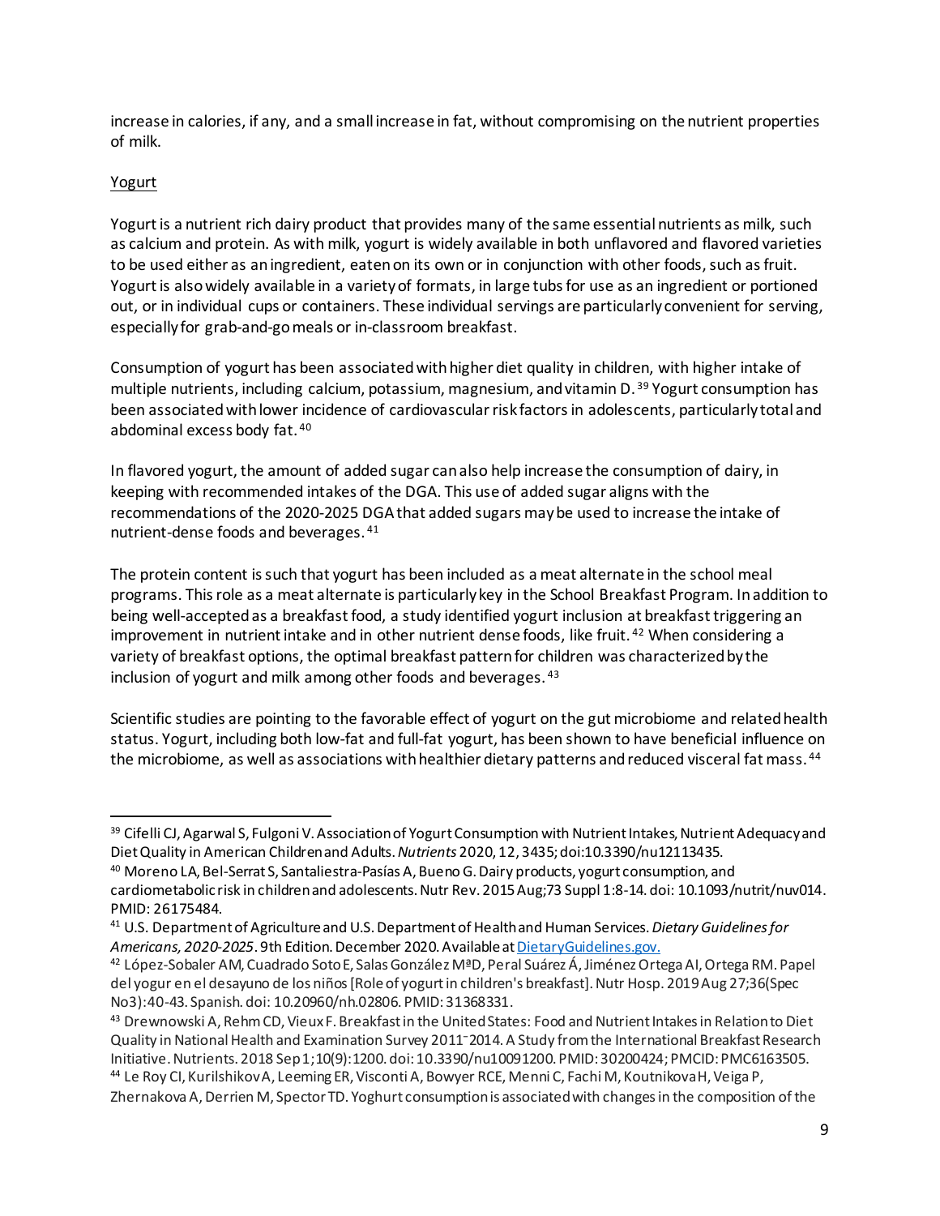increase in calories, if any, and a small increase in fat, without compromising on the nutrient properties of milk.

Yogurt

Yogurt is a nutrient rich dairy product that provides many of the same essential nutrients as milk, such as calcium and protein. As with milk, yogurt is widely available in both unflavored and flavored varieties to be used either as an ingredient, eaten on its own or in conjunction with other foods, such as fruit. Yogurt is also widely available in a variety of formats, in large tubs for use as an ingredient or portioned out, or in individual cups or containers. These individual servings are particularly convenient for serving, especially for grab-and-go meals or in-classroom breakfast.

Consumption of yogurt has been associated with higher diet quality in children, with higher intake of multiple nutrients, including calcium, potassium, magnesium, and vitamin D.[39] Yogurt consumption has been associated with lower incidence of cardiovascular risk factors in adolescents, particularly total and abdominal excess body fat.[40]

In flavored yogurt, the amount of added sugar can also help increase the consumption of dairy, in keeping with recommended intakes of the DGA. This use of added sugar aligns with the recommendations of the 2020-2025 DGA that added sugars may be used to increase the intake of nutrient-dense foods and beverages.[41]

The protein content is such that yogurt has been included as a meat alternate in the school meal programs. This role as a meat alternate is particularly key in the School Breakfast Program. In addition to being well-accepted as a breakfast food, a study identified yogurt inclusion at breakfast triggering an improvement in nutrient intake and in other nutrient dense foods, like fruit.[42] When considering a variety of breakfast options, the optimal breakfast pattern for children was characterized by the inclusion of yogurt and milk among other foods and beverages.[43]

Scientific studies are pointing to the favorable effect of yogurt on the gut microbiome and related health status. Yogurt, including both low-fat and full-fat yogurt, has been shown to have beneficial influence on the microbiome, as well as associations with healthier dietary patterns and reduced visceral fat mass.[44]

---

[39] Cifelli CJ, Agarwal S, Fulgoni V. Association of Yogurt Consumption with Nutrient Intakes, Nutrient Adequacy and Diet Quality in American Children and Adults. *Nutrients* 2020, 12, 3435; doi:10.3390/nu12113435.

[40] Moreno LA, Bel-Serrat S, Santaliestra-Pasías A, Bueno G. Dairy products, yogurt consumption, and cardiometabolic risk in children and adolescents. Nutr Rev. 2015 Aug;73 Suppl 1:8-14. doi: 10.1093/nutrit/nuv014. PMID: 26175484.

[41] U.S. Department of Agriculture and U.S. Department of Health and Human Services. *Dietary Guidelines for Americans, 2020-2025*. 9th Edition. December 2020. Available at DietaryGuidelines.gov.

[42] López-Sobaler AM, Cuadrado Soto E, Salas González MªD, Peral Suárez Á, Jiménez Ortega AI, Ortega RM. Papel del yogur en el desayuno de los niños [Role of yogurt in children's breakfast]. Nutr Hosp. 2019 Aug 27;36(Spec No3):40-43. Spanish. doi: 10.20960/nh.02806. PMID: 31368331.

[43] Drewnowski A, Rehm CD, Vieux F. Breakfast in the United States: Food and Nutrient Intakes in Relation to Diet Quality in National Health and Examination Survey 2011⁻2014. A Study from the International Breakfast Research Initiative. Nutrients. 2018 Sep 1;10(9):1200. doi: 10.3390/nu10091200. PMID: 30200424; PMCID: PMC6163505.

[44] Le Roy CI, Kurilshikov A, Leeming ER, Visconti A, Bowyer RCE, Menni C, Fachi M, Koutnikova H, Veiga P, Zhernakova A, Derrien M, Spector TD. Yoghurt consumption is associated with changes in the composition of the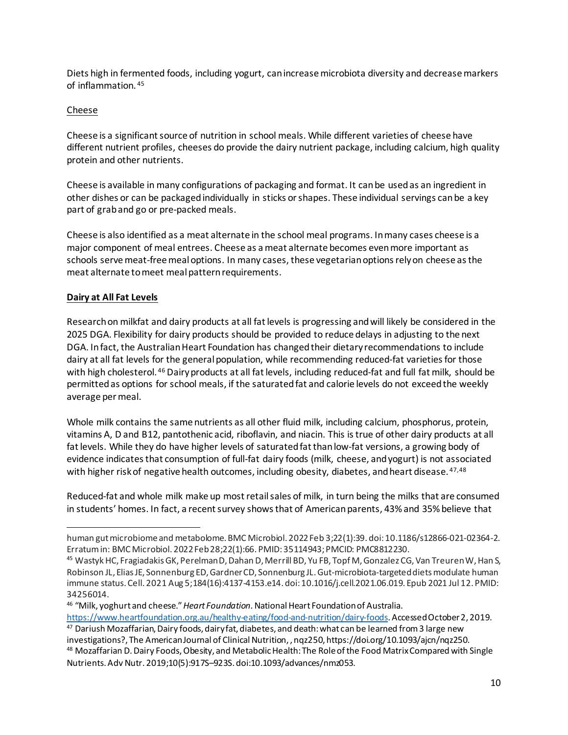Diets high in fermented foods, including yogurt, can increase microbiota diversity and decrease markers of inflammation.[45]

Cheese

Cheese is a significant source of nutrition in school meals. While different varieties of cheese have different nutrient profiles, cheeses do provide the dairy nutrient package, including calcium, high quality protein and other nutrients.

Cheese is available in many configurations of packaging and format. It can be used as an ingredient in other dishes or can be packaged individually in sticks or shapes. These individual servings can be a key part of grab and go or pre-packed meals.

Cheese is also identified as a meat alternate in the school meal programs. In many cases cheese is a major component of meal entrees. Cheese as a meat alternate becomes even more important as schools serve meat-free meal options. In many cases, these vegetarian options rely on cheese as the meat alternate to meet meal pattern requirements.

**Dairy at All Fat Levels**

Research on milkfat and dairy products at all fat levels is progressing and will likely be considered in the 2025 DGA. Flexibility for dairy products should be provided to reduce delays in adjusting to the next DGA. In fact, the Australian Heart Foundation has changed their dietary recommendations to include dairy at all fat levels for the general population, while recommending reduced-fat varieties for those with high cholesterol.[46] Dairy products at all fat levels, including reduced-fat and full fat milk, should be permitted as options for school meals, if the saturated fat and calorie levels do not exceed the weekly average per meal.

Whole milk contains the same nutrients as all other fluid milk, including calcium, phosphorus, protein, vitamins A, D and B12, pantothenic acid, riboflavin, and niacin. This is true of other dairy products at all fat levels. While they do have higher levels of saturated fat than low-fat versions, a growing body of evidence indicates that consumption of full-fat dairy foods (milk, cheese, and yogurt) is not associated with higher risk of negative health outcomes, including obesity, diabetes, and heart disease.[47,48]

Reduced-fat and whole milk make up most retail sales of milk, in turn being the milks that are consumed in students' homes. In fact, a recent survey shows that of American parents, 43% and 35% believe that

---

human gut microbiome and metabolome. BMC Microbiol. 2022 Feb 3;22(1):39. doi: 10.1186/s12866-021-02364-2. Erratum in: BMC Microbiol. 2022 Feb 28;22(1):66. PMID: 35114943; PMCID: PMC8812230.

[45] Wastyk HC, Fragiadakis GK, Perelman D, Dahan D, Merrill BD, Yu FB, Topf M, Gonzalez CG, Van Treuren W, Han S, Robinson JL, Elias JE, Sonnenburg ED, Gardner CD, Sonnenburg JL. Gut-microbiota-targeted diets modulate human immune status. Cell. 2021 Aug 5;184(16):4137-4153.e14. doi: 10.1016/j.cell.2021.06.019. Epub 2021 Jul 12. PMID: 34256014.

[46] "Milk, yoghurt and cheese." *Heart Foundation*. National Heart Foundation of Australia. https://www.heartfoundation.org.au/healthy-eating/food-and-nutrition/dairy-foods. Accessed October 2, 2019.

[47] Dariush Mozaffarian, Dairy foods, dairy fat, diabetes, and death: what can be learned from 3 large new investigations?, The American Journal of Clinical Nutrition, , nqz250, https://doi.org/10.1093/ajcn/nqz250.

[48] Mozaffarian D. Dairy Foods, Obesity, and Metabolic Health: The Role of the Food Matrix Compared with Single Nutrients. Adv Nutr. 2019;10(5):917S–923S. doi:10.1093/advances/nmz053.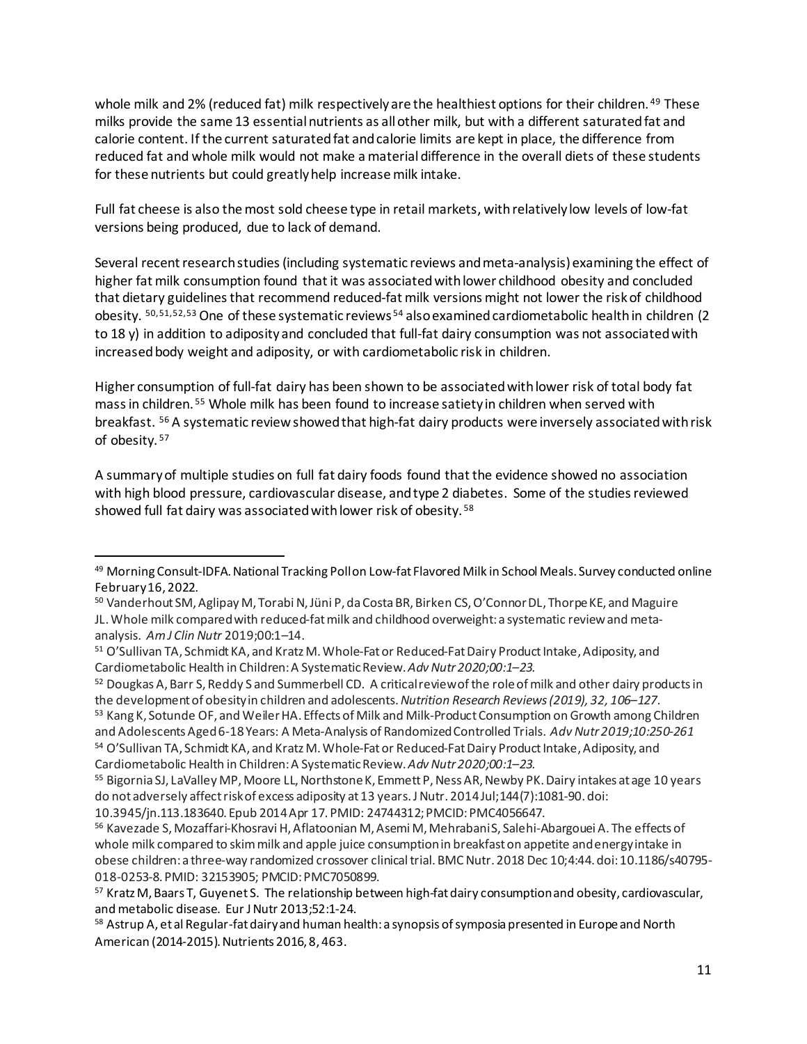whole milk and 2% (reduced fat) milk respectively are the healthiest options for their children.[49] These milks provide the same 13 essential nutrients as all other milk, but with a different saturated fat and calorie content. If the current saturated fat and calorie limits are kept in place, the difference from reduced fat and whole milk would not make a material difference in the overall diets of these students for these nutrients but could greatly help increase milk intake.

Full fat cheese is also the most sold cheese type in retail markets, with relatively low levels of low-fat versions being produced, due to lack of demand.

Several recent research studies (including systematic reviews and meta-analysis) examining the effect of higher fat milk consumption found that it was associated with lower childhood obesity and concluded that dietary guidelines that recommend reduced-fat milk versions might not lower the risk of childhood obesity.[50,51,52,53] One of these systematic reviews[54] also examined cardiometabolic health in children (2 to 18 y) in addition to adiposity and concluded that full-fat dairy consumption was not associated with increased body weight and adiposity, or with cardiometabolic risk in children.

Higher consumption of full-fat dairy has been shown to be associated with lower risk of total body fat mass in children.[55] Whole milk has been found to increase satiety in children when served with breakfast.[56] A systematic review showed that high-fat dairy products were inversely associated with risk of obesity.[57]

A summary of multiple studies on full fat dairy foods found that the evidence showed no association with high blood pressure, cardiovascular disease, and type 2 diabetes. Some of the studies reviewed showed full fat dairy was associated with lower risk of obesity.[58]

---

[49] Morning Consult-IDFA. National Tracking Poll on Low-fat Flavored Milk in School Meals. Survey conducted online February 16, 2022.

[50] Vanderhout SM, Aglipay M, Torabi N, Jüni P, da Costa BR, Birken CS, O'Connor DL, Thorpe KE, and Maguire JL. Whole milk compared with reduced-fat milk and childhood overweight: a systematic review and meta-analysis. *Am J Clin Nutr* 2019;00:1–14.

[51] O'Sullivan TA, Schmidt KA, and Kratz M. Whole-Fat or Reduced-Fat Dairy Product Intake, Adiposity, and Cardiometabolic Health in Children: A Systematic Review. *Adv Nutr 2020;00:1–23.*

[52] Dougkas A, Barr S, Reddy S and Summerbell CD. A critical review of the role of milk and other dairy products in the development of obesity in children and adolescents. *Nutrition Research Reviews (2019), 32, 106–127*.

[53] Kang K, Sotunde OF, and Weiler HA. Effects of Milk and Milk-Product Consumption on Growth among Children and Adolescents Aged 6-18 Years: A Meta-Analysis of Randomized Controlled Trials. *Adv Nutr 2019;10:250-261*

[54] O'Sullivan TA, Schmidt KA, and Kratz M. Whole-Fat or Reduced-Fat Dairy Product Intake, Adiposity, and Cardiometabolic Health in Children: A Systematic Review. *Adv Nutr 2020;00:1–23.*

[55] Bigornia SJ, LaValley MP, Moore LL, Northstone K, Emmett P, Ness AR, Newby PK. Dairy intakes at age 10 years do not adversely affect risk of excess adiposity at 13 years. J Nutr. 2014 Jul;144(7):1081-90. doi: 10.3945/jn.113.183640. Epub 2014 Apr 17. PMID: 24744312; PMCID: PMC4056647.

[56] Kavezade S, Mozaffari-Khosravi H, Aflatoonian M, Asemi M, Mehrabani S, Salehi-Abargouei A. The effects of whole milk compared to skim milk and apple juice consumption in breakfast on appetite and energy intake in obese children: a three-way randomized crossover clinical trial. BMC Nutr. 2018 Dec 10;4:44. doi: 10.1186/s40795-018-0253-8. PMID: 32153905; PMCID: PMC7050899.

[57] Kratz M, Baars T, Guyenet S. The relationship between high-fat dairy consumption and obesity, cardiovascular, and metabolic disease. Eur J Nutr 2013;52:1-24.

[58] Astrup A, et al Regular-fat dairy and human health: a synopsis of symposia presented in Europe and North American (2014-2015). Nutrients 2016, 8, 463.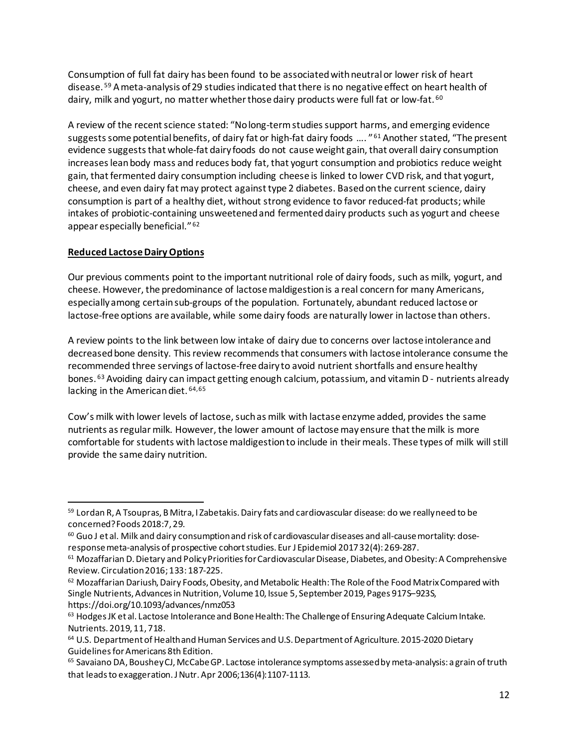Consumption of full fat dairy has been found to be associated with neutral or lower risk of heart disease.[59] A meta-analysis of 29 studies indicated that there is no negative effect on heart health of dairy, milk and yogurt, no matter whether those dairy products were full fat or low-fat.[60]

A review of the recent science stated: "No long-term studies support harms, and emerging evidence suggests some potential benefits, of dairy fat or high-fat dairy foods …. "[61] Another stated, "The present evidence suggests that whole-fat dairy foods do not cause weight gain, that overall dairy consumption increases lean body mass and reduces body fat, that yogurt consumption and probiotics reduce weight gain, that fermented dairy consumption including cheese is linked to lower CVD risk, and that yogurt, cheese, and even dairy fat may protect against type 2 diabetes. Based on the current science, dairy consumption is part of a healthy diet, without strong evidence to favor reduced-fat products; while intakes of probiotic-containing unsweetened and fermented dairy products such as yogurt and cheese appear especially beneficial."[62]

**Reduced Lactose Dairy Options**

Our previous comments point to the important nutritional role of dairy foods, such as milk, yogurt, and cheese. However, the predominance of lactose maldigestion is a real concern for many Americans, especially among certain sub-groups of the population. Fortunately, abundant reduced lactose or lactose-free options are available, while some dairy foods are naturally lower in lactose than others.

A review points to the link between low intake of dairy due to concerns over lactose intolerance and decreased bone density. This review recommends that consumers with lactose intolerance consume the recommended three servings of lactose-free dairy to avoid nutrient shortfalls and ensure healthy bones.[63] Avoiding dairy can impact getting enough calcium, potassium, and vitamin D - nutrients already lacking in the American diet.[64,65]

Cow's milk with lower levels of lactose, such as milk with lactase enzyme added, provides the same nutrients as regular milk. However, the lower amount of lactose may ensure that the milk is more comfortable for students with lactose maldigestion to include in their meals. These types of milk will still provide the same dairy nutrition.

---

[59] Lordan R, A Tsoupras, B Mitra, I Zabetakis. Dairy fats and cardiovascular disease: do we really need to be concerned? Foods 2018:7, 29.

[60] Guo J et al. Milk and dairy consumption and risk of cardiovascular diseases and all-cause mortality: dose-response meta-analysis of prospective cohort studies. Eur J Epidemiol 2017 32(4): 269-287.

[61] Mozaffarian D. Dietary and Policy Priorities for Cardiovascular Disease, Diabetes, and Obesity: A Comprehensive Review. Circulation 2016; 133: 187-225.

[62] Mozaffarian Dariush, Dairy Foods, Obesity, and Metabolic Health: The Role of the Food Matrix Compared with Single Nutrients, Advances in Nutrition, Volume 10, Issue 5, September 2019, Pages 917S–923S, https://doi.org/10.1093/advances/nmz053

[63] Hodges JK et al. Lactose Intolerance and Bone Health: The Challenge of Ensuring Adequate Calcium Intake. Nutrients. 2019, 11, 718.

[64] U.S. Department of Health and Human Services and U.S. Department of Agriculture. 2015-2020 Dietary Guidelines for Americans 8th Edition.

[65] Savaiano DA, Boushey CJ, McCabe GP. Lactose intolerance symptoms assessed by meta-analysis: a grain of truth that leads to exaggeration. J Nutr. Apr 2006;136(4):1107-1113.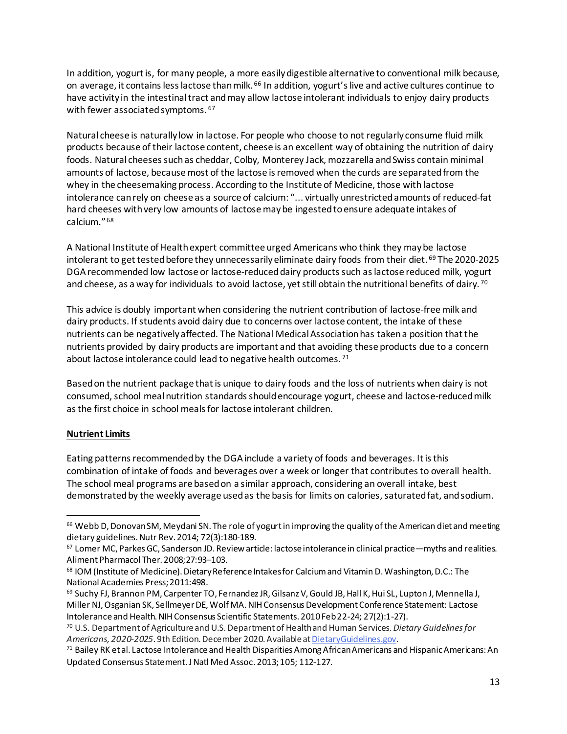In addition, yogurt is, for many people, a more easily digestible alternative to conventional milk because, on average, it contains less lactose than milk.[66] In addition, yogurt's live and active cultures continue to have activity in the intestinal tract and may allow lactose intolerant individuals to enjoy dairy products with fewer associated symptoms.[67]

Natural cheese is naturally low in lactose. For people who choose to not regularly consume fluid milk products because of their lactose content, cheese is an excellent way of obtaining the nutrition of dairy foods. Natural cheeses such as cheddar, Colby, Monterey Jack, mozzarella and Swiss contain minimal amounts of lactose, because most of the lactose is removed when the curds are separated from the whey in the cheesemaking process. According to the Institute of Medicine, those with lactose intolerance can rely on cheese as a source of calcium: "... virtually unrestricted amounts of reduced-fat hard cheeses with very low amounts of lactose may be ingested to ensure adequate intakes of calcium."[68]

A National Institute of Health expert committee urged Americans who think they may be lactose intolerant to get tested before they unnecessarily eliminate dairy foods from their diet.[69] The 2020-2025 DGA recommended low lactose or lactose-reduced dairy products such as lactose reduced milk, yogurt and cheese, as a way for individuals to avoid lactose, yet still obtain the nutritional benefits of dairy.[70]

This advice is doubly important when considering the nutrient contribution of lactose-free milk and dairy products. If students avoid dairy due to concerns over lactose content, the intake of these nutrients can be negatively affected. The National Medical Association has taken a position that the nutrients provided by dairy products are important and that avoiding these products due to a concern about lactose intolerance could lead to negative health outcomes.[71]

Based on the nutrient package that is unique to dairy foods and the loss of nutrients when dairy is not consumed, school meal nutrition standards should encourage yogurt, cheese and lactose-reduced milk as the first choice in school meals for lactose intolerant children.

**Nutrient Limits**

Eating patterns recommended by the DGA include a variety of foods and beverages. It is this combination of intake of foods and beverages over a week or longer that contributes to overall health. The school meal programs are based on a similar approach, considering an overall intake, best demonstrated by the weekly average used as the basis for limits on calories, saturated fat, and sodium.

---

[66] Webb D, Donovan SM, Meydani SN. The role of yogurt in improving the quality of the American diet and meeting dietary guidelines. Nutr Rev. 2014; 72(3):180-189.

[67] Lomer MC, Parkes GC, Sanderson JD. Review article: lactose intolerance in clinical practice—myths and realities. Aliment Pharmacol Ther. 2008;27:93–103.

[68] IOM (Institute of Medicine). Dietary Reference Intakes for Calcium and Vitamin D. Washington, D.C.: The National Academies Press; 2011:498.

[69] Suchy FJ, Brannon PM, Carpenter TO, Fernandez JR, Gilsanz V, Gould JB, Hall K, Hui SL, Lupton J, Mennella J, Miller NJ, Osganian SK, Sellmeyer DE, Wolf MA. NIH Consensus Development Conference Statement: Lactose Intolerance and Health. NIH Consensus Scientific Statements. 2010 Feb 22-24; 27(2):1-27).

[70] U.S. Department of Agriculture and U.S. Department of Health and Human Services. *Dietary Guidelines for Americans, 2020-2025*. 9th Edition. December 2020. Available at DietaryGuidelines.gov.

[71] Bailey RK et al. Lactose Intolerance and Health Disparities Among African Americans and Hispanic Americans: An Updated Consensus Statement. J Natl Med Assoc. 2013; 105; 112-127.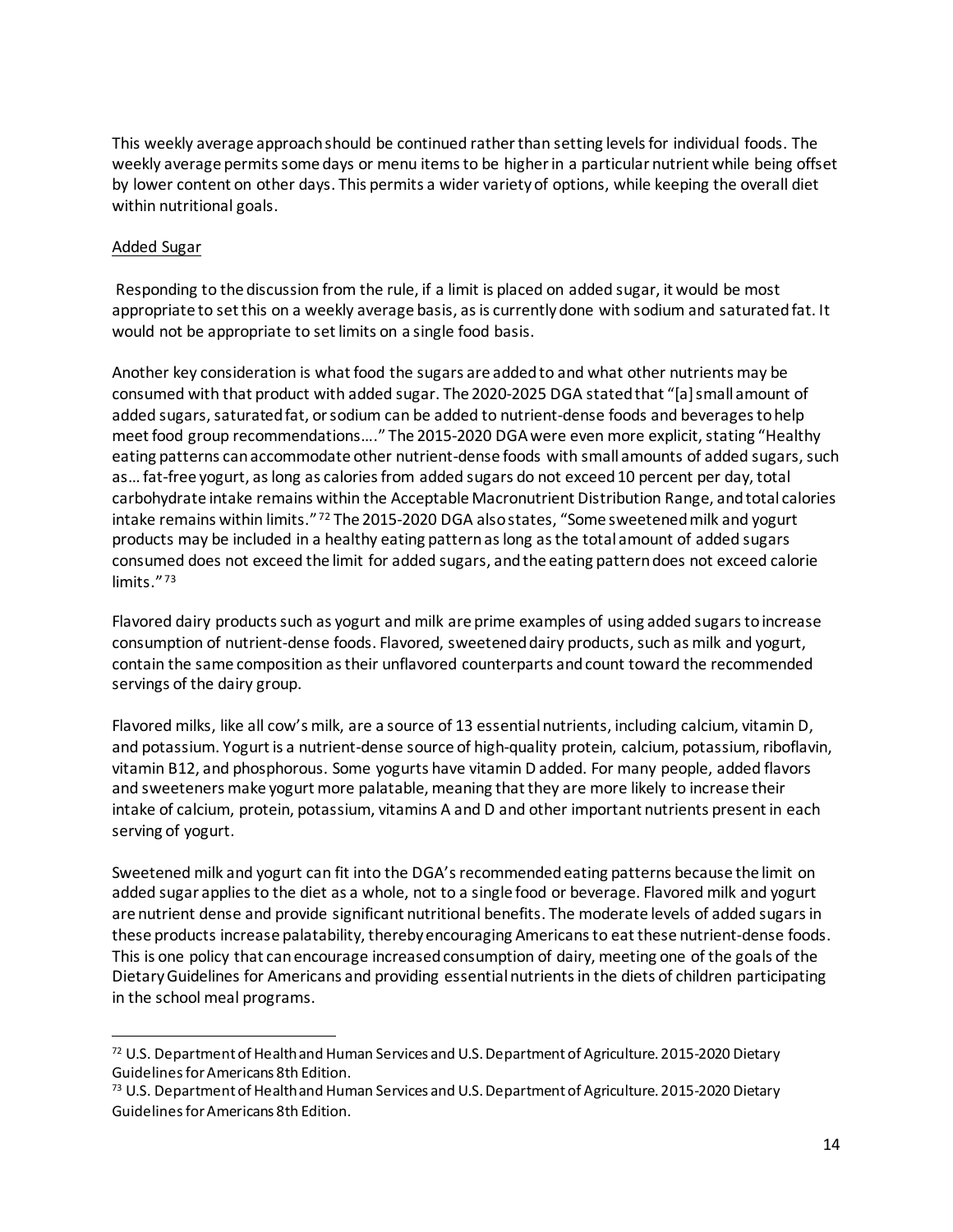This weekly average approach should be continued rather than setting levels for individual foods. The weekly average permits some days or menu items to be higher in a particular nutrient while being offset by lower content on other days. This permits a wider variety of options, while keeping the overall diet within nutritional goals.

Added Sugar

Responding to the discussion from the rule, if a limit is placed on added sugar, it would be most appropriate to set this on a weekly average basis, as is currently done with sodium and saturated fat. It would not be appropriate to set limits on a single food basis.

Another key consideration is what food the sugars are added to and what other nutrients may be consumed with that product with added sugar. The 2020-2025 DGA stated that "[a] small amount of added sugars, saturated fat, or sodium can be added to nutrient-dense foods and beverages to help meet food group recommendations…." The 2015-2020 DGA were even more explicit, stating "Healthy eating patterns can accommodate other nutrient-dense foods with small amounts of added sugars, such as… fat-free yogurt, as long as calories from added sugars do not exceed 10 percent per day, total carbohydrate intake remains within the Acceptable Macronutrient Distribution Range, and total calories intake remains within limits."[72] The 2015-2020 DGA also states, "Some sweetened milk and yogurt products may be included in a healthy eating pattern as long as the total amount of added sugars consumed does not exceed the limit for added sugars, and the eating pattern does not exceed calorie limits."[73]

Flavored dairy products such as yogurt and milk are prime examples of using added sugars to increase consumption of nutrient-dense foods. Flavored, sweetened dairy products, such as milk and yogurt, contain the same composition as their unflavored counterparts and count toward the recommended servings of the dairy group.

Flavored milks, like all cow's milk, are a source of 13 essential nutrients, including calcium, vitamin D, and potassium. Yogurt is a nutrient-dense source of high-quality protein, calcium, potassium, riboflavin, vitamin B12, and phosphorous. Some yogurts have vitamin D added. For many people, added flavors and sweeteners make yogurt more palatable, meaning that they are more likely to increase their intake of calcium, protein, potassium, vitamins A and D and other important nutrients present in each serving of yogurt.

Sweetened milk and yogurt can fit into the DGA's recommended eating patterns because the limit on added sugar applies to the diet as a whole, not to a single food or beverage. Flavored milk and yogurt are nutrient dense and provide significant nutritional benefits. The moderate levels of added sugars in these products increase palatability, thereby encouraging Americans to eat these nutrient-dense foods. This is one policy that can encourage increased consumption of dairy, meeting one of the goals of the Dietary Guidelines for Americans and providing essential nutrients in the diets of children participating in the school meal programs.

---

[72] U.S. Department of Health and Human Services and U.S. Department of Agriculture. 2015-2020 Dietary Guidelines for Americans 8th Edition.

[73] U.S. Department of Health and Human Services and U.S. Department of Agriculture. 2015-2020 Dietary Guidelines for Americans 8th Edition.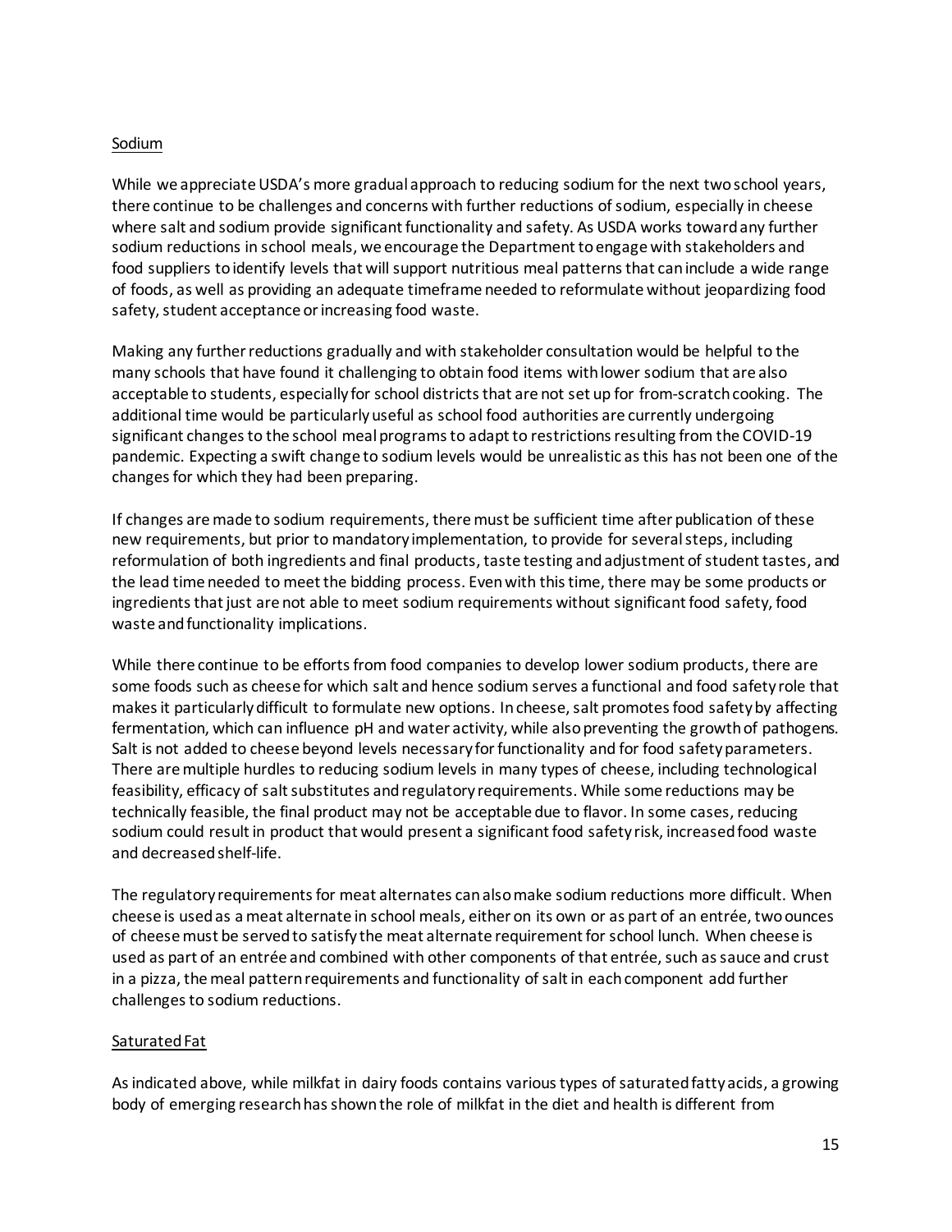Sodium

While we appreciate USDA's more gradual approach to reducing sodium for the next two school years, there continue to be challenges and concerns with further reductions of sodium, especially in cheese where salt and sodium provide significant functionality and safety. As USDA works toward any further sodium reductions in school meals, we encourage the Department to engage with stakeholders and food suppliers to identify levels that will support nutritious meal patterns that can include a wide range of foods, as well as providing an adequate timeframe needed to reformulate without jeopardizing food safety, student acceptance or increasing food waste.

Making any further reductions gradually and with stakeholder consultation would be helpful to the many schools that have found it challenging to obtain food items with lower sodium that are also acceptable to students, especially for school districts that are not set up for from-scratch cooking. The additional time would be particularly useful as school food authorities are currently undergoing significant changes to the school meal programs to adapt to restrictions resulting from the COVID-19 pandemic. Expecting a swift change to sodium levels would be unrealistic as this has not been one of the changes for which they had been preparing.

If changes are made to sodium requirements, there must be sufficient time after publication of these new requirements, but prior to mandatory implementation, to provide for several steps, including reformulation of both ingredients and final products, taste testing and adjustment of student tastes, and the lead time needed to meet the bidding process. Even with this time, there may be some products or ingredients that just are not able to meet sodium requirements without significant food safety, food waste and functionality implications.

While there continue to be efforts from food companies to develop lower sodium products, there are some foods such as cheese for which salt and hence sodium serves a functional and food safety role that makes it particularly difficult to formulate new options. In cheese, salt promotes food safety by affecting fermentation, which can influence pH and water activity, while also preventing the growth of pathogens. Salt is not added to cheese beyond levels necessary for functionality and for food safety parameters. There are multiple hurdles to reducing sodium levels in many types of cheese, including technological feasibility, efficacy of salt substitutes and regulatory requirements. While some reductions may be technically feasible, the final product may not be acceptable due to flavor. In some cases, reducing sodium could result in product that would present a significant food safety risk, increased food waste and decreased shelf-life.

The regulatory requirements for meat alternates can also make sodium reductions more difficult. When cheese is used as a meat alternate in school meals, either on its own or as part of an entrée, two ounces of cheese must be served to satisfy the meat alternate requirement for school lunch. When cheese is used as part of an entrée and combined with other components of that entrée, such as sauce and crust in a pizza, the meal pattern requirements and functionality of salt in each component add further challenges to sodium reductions.

Saturated Fat

As indicated above, while milkfat in dairy foods contains various types of saturated fatty acids, a growing body of emerging research has shown the role of milkfat in the diet and health is different from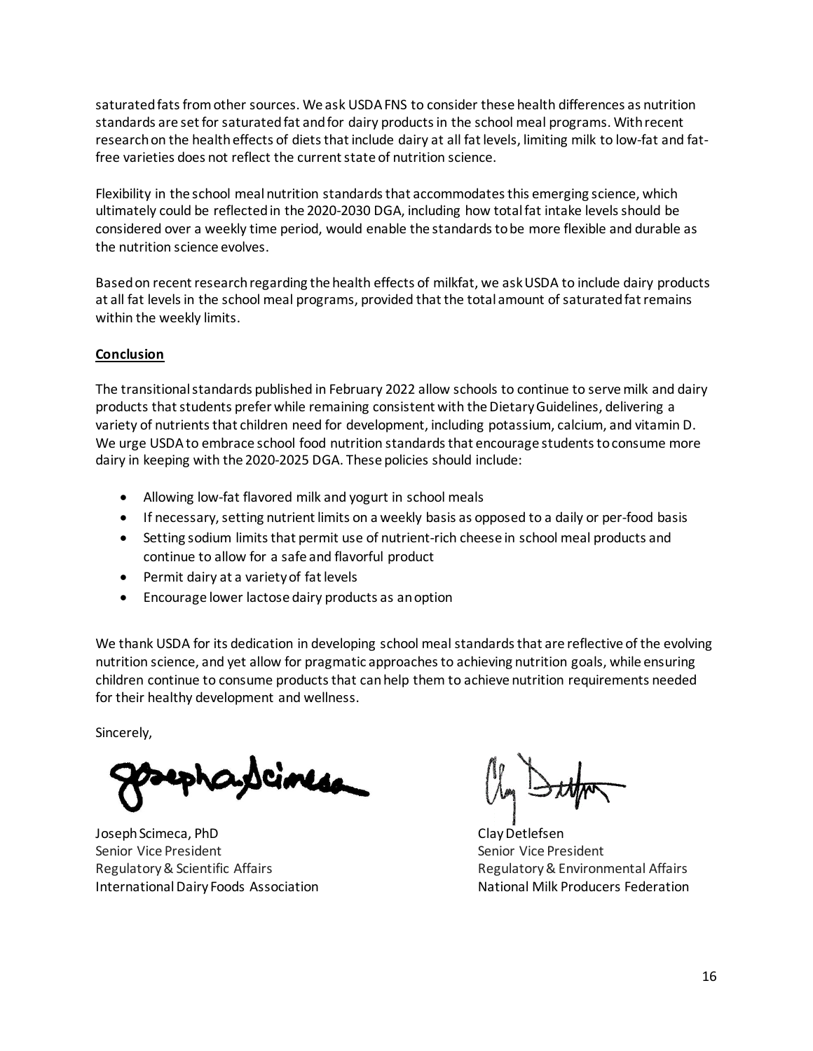saturated fats from other sources. We ask USDA FNS to consider these health differences as nutrition standards are set for saturated fat and for dairy products in the school meal programs. With recent research on the health effects of diets that include dairy at all fat levels, limiting milk to low-fat and fat-free varieties does not reflect the current state of nutrition science.

Flexibility in the school meal nutrition standards that accommodates this emerging science, which ultimately could be reflected in the 2020-2030 DGA, including how total fat intake levels should be considered over a weekly time period, would enable the standards to be more flexible and durable as the nutrition science evolves.

Based on recent research regarding the health effects of milkfat, we ask USDA to include dairy products at all fat levels in the school meal programs, provided that the total amount of saturated fat remains within the weekly limits.

**Conclusion**

The transitional standards published in February 2022 allow schools to continue to serve milk and dairy products that students prefer while remaining consistent with the Dietary Guidelines, delivering a variety of nutrients that children need for development, including potassium, calcium, and vitamin D. We urge USDA to embrace school food nutrition standards that encourage students to consume more dairy in keeping with the 2020-2025 DGA. These policies should include:

- Allowing low-fat flavored milk and yogurt in school meals
- If necessary, setting nutrient limits on a weekly basis as opposed to a daily or per-food basis
- Setting sodium limits that permit use of nutrient-rich cheese in school meal products and continue to allow for a safe and flavorful product
- Permit dairy at a variety of fat levels
- Encourage lower lactose dairy products as an option

We thank USDA for its dedication in developing school meal standards that are reflective of the evolving nutrition science, and yet allow for pragmatic approaches to achieving nutrition goals, while ensuring children continue to consume products that can help them to achieve nutrition requirements needed for their healthy development and wellness.

Sincerely,

Joseph Scimeca, PhD
Senior Vice President
Regulatory & Scientific Affairs
International Dairy Foods Association

Clay Detlefsen
Senior Vice President
Regulatory & Environmental Affairs
National Milk Producers Federation